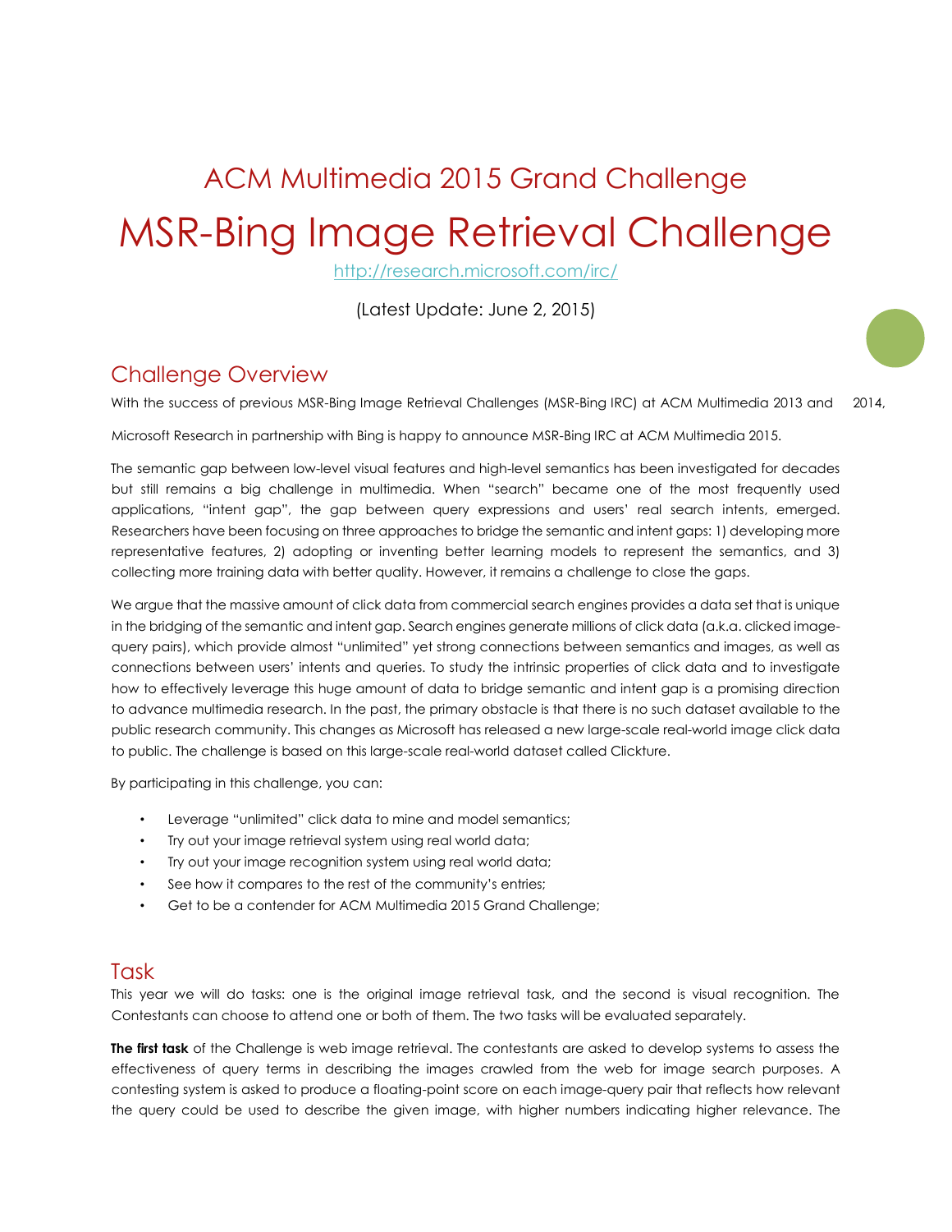# ACM Multimedia 2015 Grand Challenge

# MSR-Bing Image Retrieval Challenge

http://research.microsoft.com/irc/

(Latest Update: June 2, 2015)

## Challenge Overview

With the success of previous MSR-Bing Image Retrieval Challenges (MSR-Bing IRC) at ACM Multimedia 2013 and 2014, Microsoft Research in partnership with Bing is happy to announce MSR-Bing IRC at ACM Multimedia 2015.

The semantic gap between low-level visual features and high-level semantics has been investigated for decades but still remains a big challenge in multimedia. When "search" became one of the most frequently used applications, "intent gap", the gap between query expressions and users' real search intents, emerged. Researchers have been focusing on three approaches to bridge the semantic and intent gaps: 1) developing more representative features, 2) adopting or inventing better learning models to represent the semantics, and 3) collecting more training data with better quality. However, it remains a challenge to close the gaps.

We argue that the massive amount of click data from commercial search engines provides a data set that is unique in the bridging of the semantic and intent gap. Search engines generate millions of click data (a.k.a. clicked image-query pairs), which provide almost "unlimited" yet strong connections between semantics and images, as well as connections between users' intents and queries. To study the intrinsic properties of click data and to investigate how to effectively leverage this huge amount of data to bridge semantic and intent gap is a promising direction to advance multimedia research. In the past, the primary obstacle is that there is no such dataset available to the public research community. This changes as Microsoft has released a new large-scale real-world image click data to public. The challenge is based on this large-scale real-world dataset called Clickture.

By participating in this challenge, you can:

- Leverage "unlimited" click data to mine and model semantics;
- Try out your image retrieval system using real world data;
- Try out your image recognition system using real world data;
- See how it compares to the rest of the community's entries;
- Get to be a contender for ACM Multimedia 2015 Grand Challenge;

## Task

This year we will do tasks: one is the original image retrieval task, and the second is visual recognition. The Contestants can choose to attend one or both of them. The two tasks will be evaluated separately.

**The first task** of the Challenge is web image retrieval. The contestants are asked to develop systems to assess the effectiveness of query terms in describing the images crawled from the web for image search purposes. A contesting system is asked to produce a floating-point score on each image-query pair that reflects how relevant the query could be used to describe the given image, with higher numbers indicating higher relevance. The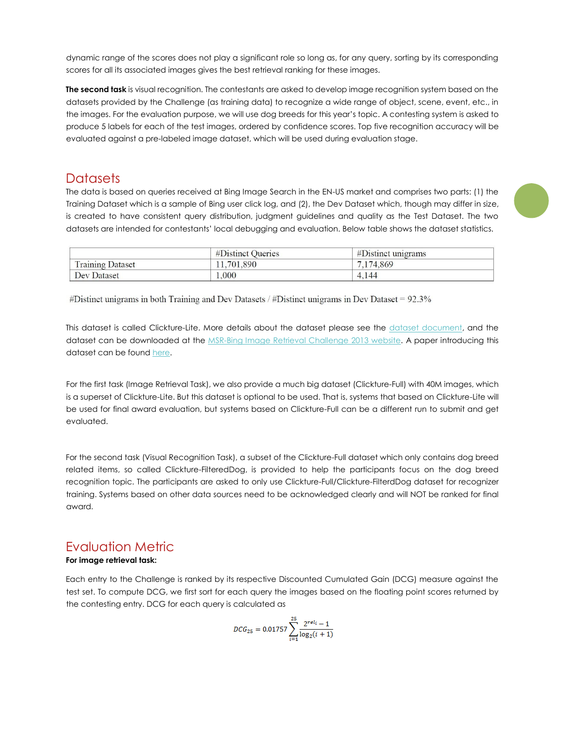dynamic range of the scores does not play a significant role so long as, for any query, sorting by its corresponding scores for all its associated images gives the best retrieval ranking for these images.

**The second task** is visual recognition. The contestants are asked to develop image recognition system based on the datasets provided by the Challenge (as training data) to recognize a wide range of object, scene, event, etc., in the images. For the evaluation purpose, we will use dog breeds for this year's topic. A contesting system is asked to produce 5 labels for each of the test images, ordered by confidence scores. Top five recognition accuracy will be evaluated against a pre-labeled image dataset, which will be used during evaluation stage.

## Datasets

The data is based on queries received at Bing Image Search in the EN-US market and comprises two parts: (1) the Training Dataset which is a sample of Bing user click log, and (2), the Dev Dataset which, though may differ in size, is created to have consistent query distribution, judgment guidelines and quality as the Test Dataset. The two datasets are intended for contestants' local debugging and evaluation. Below table shows the dataset statistics.

| | #Distinct Queries | #Distinct unigrams |
|---|---|---|
| Training Dataset | 11,701,890 | 7,174,869 |
| Dev Dataset | 1,000 | 4,144 |

#Distinct unigrams in both Training and Dev Datasets / #Distinct unigrams in Dev Dataset = 92.3%

This dataset is called Clickture-Lite. More details about the dataset please see the dataset document, and the dataset can be downloaded at the MSR-Bing Image Retrieval Challenge 2013 website. A paper introducing this dataset can be found here.

For the first task (Image Retrieval Task), we also provide a much big dataset (Clickture-Full) with 40M images, which is a superset of Clickture-Lite. But this dataset is optional to be used. That is, systems that based on Clickture-Lite will be used for final award evaluation, but systems based on Clickture-Full can be a different run to submit and get evaluated.

For the second task (Visual Recognition Task), a subset of the Clickture-Full dataset which only contains dog breed related items, so called Clickture-FilteredDog, is provided to help the participants focus on the dog breed recognition topic. The participants are asked to only use Clickture-Full/Clickture-FilterdDog dataset for recognizer training. Systems based on other data sources need to be acknowledged clearly and will NOT be ranked for final award.

## Evaluation Metric

**For image retrieval task:**

Each entry to the Challenge is ranked by its respective Discounted Cumulated Gain (DCG) measure against the test set. To compute DCG, we first sort for each query the images based on the floating point scores returned by the contesting entry. DCG for each query is calculated as

$$DCG_{25} = 0.01757 \sum_{i=1}^{25} \frac{2^{rel_i} - 1}{\log_2(i+1)}$$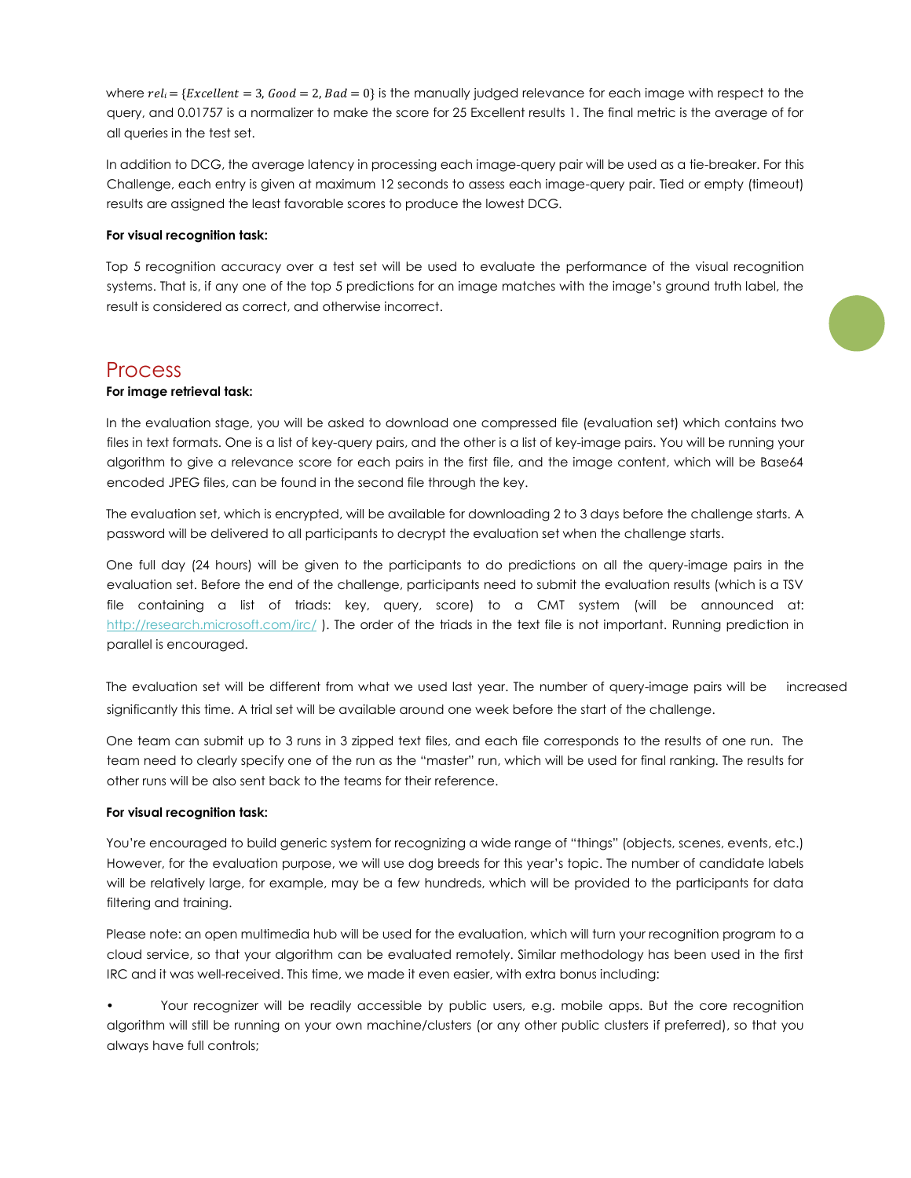where $rel_i = \{Excellent = 3, Good = 2, Bad = 0\}$ is the manually judged relevance for each image with respect to the query, and 0.01757 is a normalizer to make the score for 25 Excellent results 1. The final metric is the average of for all queries in the test set.

In addition to DCG, the average latency in processing each image-query pair will be used as a tie-breaker. For this Challenge, each entry is given at maximum 12 seconds to assess each image-query pair. Tied or empty (timeout) results are assigned the least favorable scores to produce the lowest DCG.

**For visual recognition task:**

Top 5 recognition accuracy over a test set will be used to evaluate the performance of the visual recognition systems. That is, if any one of the top 5 predictions for an image matches with the image's ground truth label, the result is considered as correct, and otherwise incorrect.

## Process

**For image retrieval task:**

In the evaluation stage, you will be asked to download one compressed file (evaluation set) which contains two files in text formats. One is a list of key-query pairs, and the other is a list of key-image pairs. You will be running your algorithm to give a relevance score for each pairs in the first file, and the image content, which will be Base64 encoded JPEG files, can be found in the second file through the key.

The evaluation set, which is encrypted, will be available for downloading 2 to 3 days before the challenge starts. A password will be delivered to all participants to decrypt the evaluation set when the challenge starts.

One full day (24 hours) will be given to the participants to do predictions on all the query-image pairs in the evaluation set. Before the end of the challenge, participants need to submit the evaluation results (which is a TSV file containing a list of triads: key, query, score) to a CMT system (will be announced at: [http://research.microsoft.com/irc/](http://research.microsoft.com/irc/) ). The order of the triads in the text file is not important. Running prediction in parallel is encouraged.

The evaluation set will be different from what we used last year. The number of query-image pairs will be increased significantly this time. A trial set will be available around one week before the start of the challenge.

One team can submit up to 3 runs in 3 zipped text files, and each file corresponds to the results of one run. The team need to clearly specify one of the run as the "master" run, which will be used for final ranking. The results for other runs will be also sent back to the teams for their reference.

**For visual recognition task:**

You're encouraged to build generic system for recognizing a wide range of "things" (objects, scenes, events, etc.) However, for the evaluation purpose, we will use dog breeds for this year's topic. The number of candidate labels will be relatively large, for example, may be a few hundreds, which will be provided to the participants for data filtering and training.

Please note: an open multimedia hub will be used for the evaluation, which will turn your recognition program to a cloud service, so that your algorithm can be evaluated remotely. Similar methodology has been used in the first IRC and it was well-received. This time, we made it even easier, with extra bonus including:

- Your recognizer will be readily accessible by public users, e.g. mobile apps. But the core recognition algorithm will still be running on your own machine/clusters (or any other public clusters if preferred), so that you always have full controls;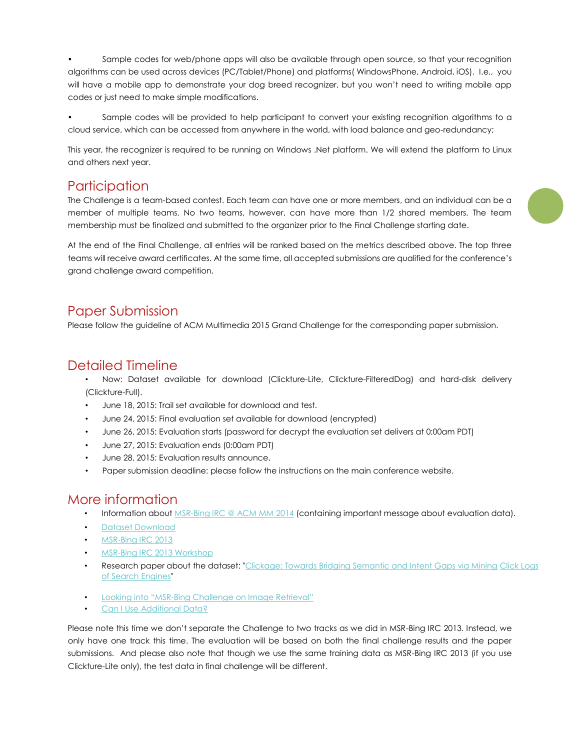- Sample codes for web/phone apps will also be available through open source, so that your recognition algorithms can be used across devices (PC/Tablet/Phone) and platforms( WindowsPhone, Android, iOS). I.e., you will have a mobile app to demonstrate your dog breed recognizer, but you won't need to writing mobile app codes or just need to make simple modifications.

- Sample codes will be provided to help participant to convert your existing recognition algorithms to a cloud service, which can be accessed from anywhere in the world, with load balance and geo-redundancy;

This year, the recognizer is required to be running on Windows .Net platform. We will extend the platform to Linux and others next year.

## Participation

The Challenge is a team-based contest. Each team can have one or more members, and an individual can be a member of multiple teams. No two teams, however, can have more than 1/2 shared members. The team membership must be finalized and submitted to the organizer prior to the Final Challenge starting date.

At the end of the Final Challenge, all entries will be ranked based on the metrics described above. The top three teams will receive award certificates. At the same time, all accepted submissions are qualified for the conference's grand challenge award competition.

## Paper Submission

Please follow the guideline of ACM Multimedia 2015 Grand Challenge for the corresponding paper submission.

## Detailed Timeline

- Now: Dataset available for download (Clickture-Lite, Clickture-FilteredDog) and hard-disk delivery (Clickture-Full).
- June 18, 2015: Trail set available for download and test.
- June 24, 2015: Final evaluation set available for download (encrypted)
- June 26, 2015: Evaluation starts (password for decrypt the evaluation set delivers at 0:00am PDT)
- June 27, 2015: Evaluation ends (0:00am PDT)
- June 28, 2015: Evaluation results announce.
- Paper submission deadline: please follow the instructions on the main conference website.

## More information

- Information about MSR-Bing IRC @ ACM MM 2014 (containing important message about evaluation data).
- Dataset Download
- MSR-Bing IRC 2013
- MSR-Bing IRC 2013 Workshop
- Research paper about the dataset: "Clickage: Towards Bridging Semantic and Intent Gaps via Mining Click Logs of Search Engines"
- Looking into "MSR-Bing Challenge on Image Retrieval"
- Can I Use Additional Data?

Please note this time we don't separate the Challenge to two tracks as we did in MSR-Bing IRC 2013. Instead, we only have one track this time. The evaluation will be based on both the final challenge results and the paper submissions. And please also note that though we use the same training data as MSR-Bing IRC 2013 (if you use Clickture-Lite only), the test data in final challenge will be different.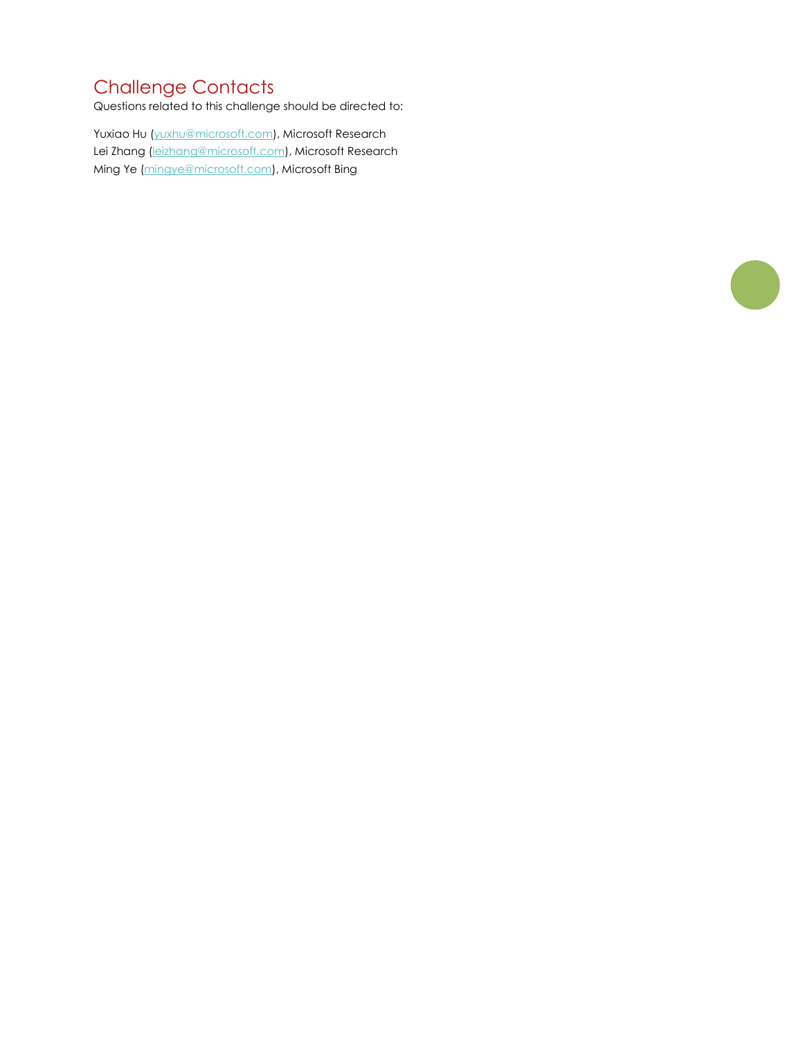## Challenge Contacts

Questions related to this challenge should be directed to:

Yuxiao Hu (yuxhu@microsoft.com), Microsoft Research
Lei Zhang (leizhang@microsoft.com), Microsoft Research
Ming Ye (mingye@microsoft.com), Microsoft Bing